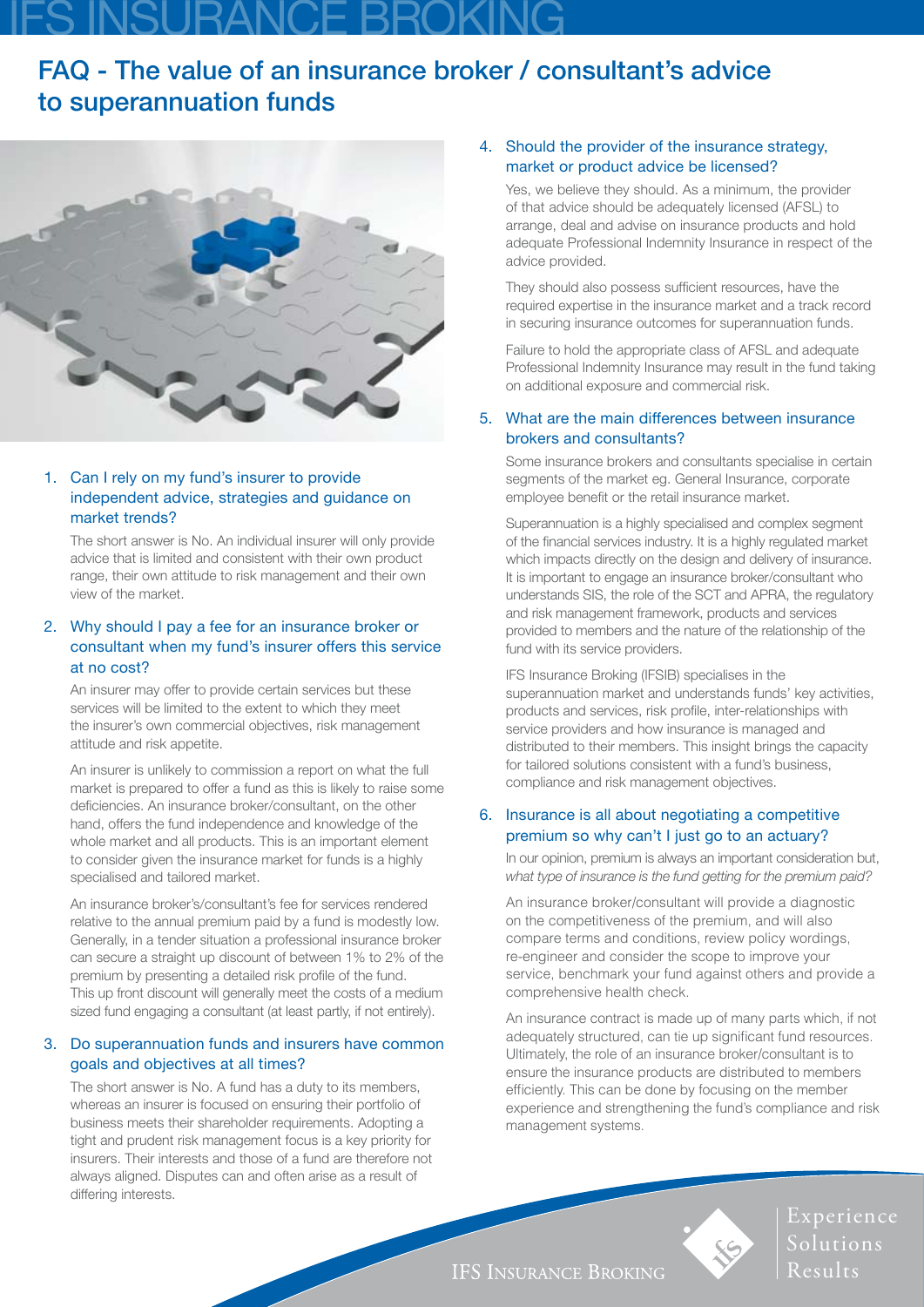# FAQ - The value of an insurance broker / consultant's advice to superannuation funds

1. **Can I rely on my fund's insurer to provide independent advice, strategies and guidance on market trends?**

   The short answer is No. An individual insurer will only provide advice that is limited and consistent with their own product range, their own attitude to risk management and their own view of the market.

2. **Why should I pay a fee for an insurance broker or consultant when my fund's insurer offers this service at no cost?**

   An insurer may offer to provide certain services but these services will be limited to the extent to which they meet the insurer's own commercial objectives, risk management attitude and risk appetite.

   An insurer is unlikely to commission a report on what the full market is prepared to offer a fund as this is likely to raise some deficiencies. An insurance broker/consultant, on the other hand, offers the fund independence and knowledge of the whole market and all products. This is an important element to consider given the insurance market for funds is a highly specialised and tailored market.

   An insurance broker's/consultant's fee for services rendered relative to the annual premium paid by a fund is modestly low. Generally, in a tender situation a professional insurance broker can secure a straight up discount of between 1% to 2% of the premium by presenting a detailed risk profile of the fund. This up front discount will generally meet the costs of a medium sized fund engaging a consultant (at least partly, if not entirely).

3. **Do superannuation funds and insurers have common goals and objectives at all times?**

   The short answer is No. A fund has a duty to its members, whereas an insurer is focused on ensuring their portfolio of business meets their shareholder requirements. Adopting a tight and prudent risk management focus is a key priority for insurers. Their interests and those of a fund are therefore not always aligned. Disputes can and often arise as a result of differing interests.

4. **Should the provider of the insurance strategy, market or product advice be licensed?**

   Yes, we believe they should. As a minimum, the provider of that advice should be adequately licensed (AFSL) to arrange, deal and advise on insurance products and hold adequate Professional Indemnity Insurance in respect of the advice provided.

   They should also possess sufficient resources, have the required expertise in the insurance market and a track record in securing insurance outcomes for superannuation funds.

   Failure to hold the appropriate class of AFSL and adequate Professional Indemnity Insurance may result in the fund taking on additional exposure and commercial risk.

5. **What are the main differences between insurance brokers and consultants?**

   Some insurance brokers and consultants specialise in certain segments of the market eg. General Insurance, corporate employee benefit or the retail insurance market.

   Superannuation is a highly specialised and complex segment of the financial services industry. It is a highly regulated market which impacts directly on the design and delivery of insurance. It is important to engage an insurance broker/consultant who understands SIS, the role of the SCT and APRA, the regulatory and risk management framework, products and services provided to members and the nature of the relationship of the fund with its service providers.

   IFS Insurance Broking (IFSIB) specialises in the superannuation market and understands funds' key activities, products and services, risk profile, inter-relationships with service providers and how insurance is managed and distributed to their members. This insight brings the capacity for tailored solutions consistent with a fund's business, compliance and risk management objectives.

6. **Insurance is all about negotiating a competitive premium so why can't I just go to an actuary?**

   In our opinion, premium is always an important consideration but, *what type of insurance is the fund getting for the premium paid?*

   An insurance broker/consultant will provide a diagnostic on the competitiveness of the premium, and will also compare terms and conditions, review policy wordings, re-engineer and consider the scope to improve your service, benchmark your fund against others and provide a comprehensive health check.

   An insurance contract is made up of many parts which, if not adequately structured, can tie up significant fund resources. Ultimately, the role of an insurance broker/consultant is to ensure the insurance products are distributed to members efficiently. This can be done by focusing on the member experience and strengthening the fund's compliance and risk management systems.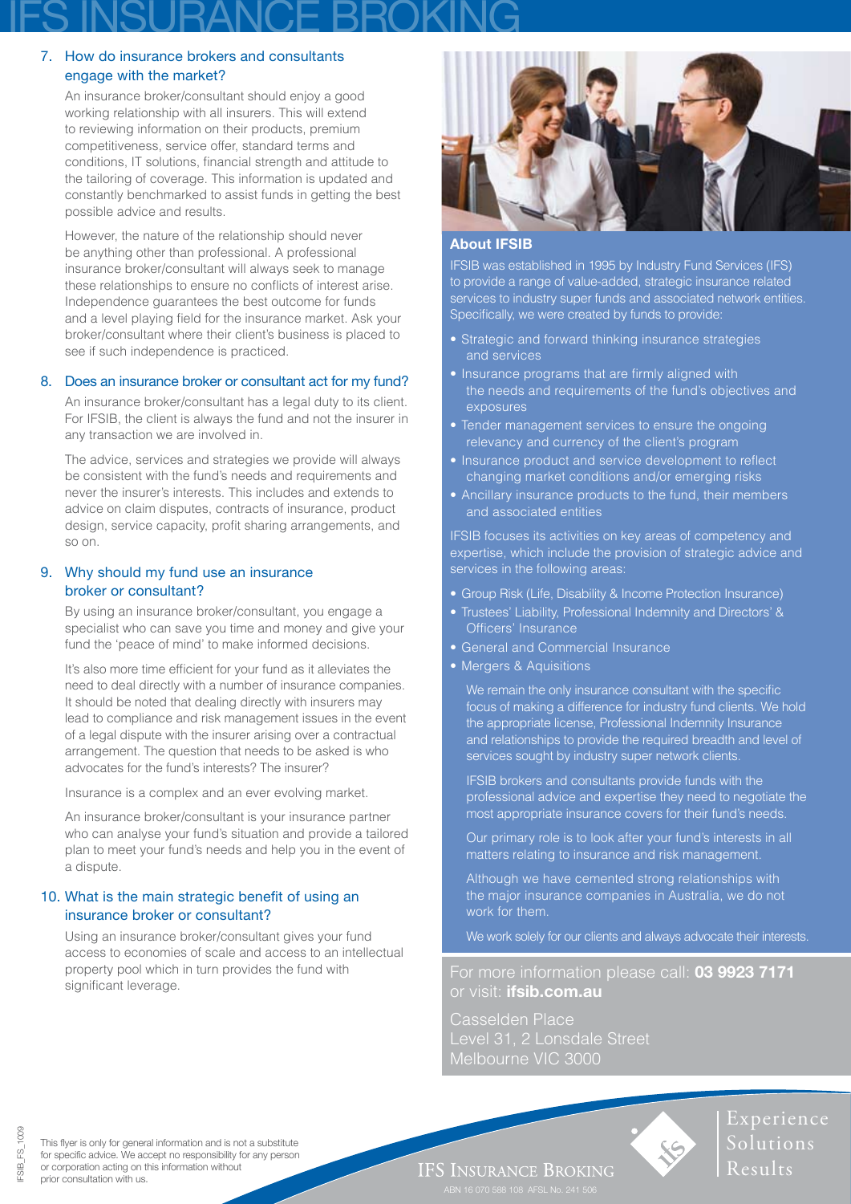### 7. How do insurance brokers and consultants engage with the market?

An insurance broker/consultant should enjoy a good working relationship with all insurers. This will extend to reviewing information on their products, premium competitiveness, service offer, standard terms and conditions, IT solutions, financial strength and attitude to the tailoring of coverage. This information is updated and constantly benchmarked to assist funds in getting the best possible advice and results.

However, the nature of the relationship should never be anything other than professional. A professional insurance broker/consultant will always seek to manage these relationships to ensure no conflicts of interest arise. Independence guarantees the best outcome for funds and a level playing field for the insurance market. Ask your broker/consultant where their client's business is placed to see if such independence is practiced.

### 8. Does an insurance broker or consultant act for my fund?

An insurance broker/consultant has a legal duty to its client. For IFSIB, the client is always the fund and not the insurer in any transaction we are involved in.

The advice, services and strategies we provide will always be consistent with the fund's needs and requirements and never the insurer's interests. This includes and extends to advice on claim disputes, contracts of insurance, product design, service capacity, profit sharing arrangements, and so on.

### 9. Why should my fund use an insurance broker or consultant?

By using an insurance broker/consultant, you engage a specialist who can save you time and money and give your fund the 'peace of mind' to make informed decisions.

It's also more time efficient for your fund as it alleviates the need to deal directly with a number of insurance companies. It should be noted that dealing directly with insurers may lead to compliance and risk management issues in the event of a legal dispute with the insurer arising over a contractual arrangement. The question that needs to be asked is who advocates for the fund's interests? The insurer?

Insurance is a complex and an ever evolving market.

An insurance broker/consultant is your insurance partner who can analyse your fund's situation and provide a tailored plan to meet your fund's needs and help you in the event of a dispute.

### 10. What is the main strategic benefit of using an insurance broker or consultant?

Using an insurance broker/consultant gives your fund access to economies of scale and access to an intellectual property pool which in turn provides the fund with significant leverage.

## About IFSIB

IFSIB was established in 1995 by Industry Fund Services (IFS) to provide a range of value-added, strategic insurance related services to industry super funds and associated network entities. Specifically, we were created by funds to provide:

- Strategic and forward thinking insurance strategies and services
- Insurance programs that are firmly aligned with the needs and requirements of the fund's objectives and exposures
- Tender management services to ensure the ongoing relevancy and currency of the client's program
- Insurance product and service development to reflect changing market conditions and/or emerging risks
- Ancillary insurance products to the fund, their members and associated entities

IFSIB focuses its activities on key areas of competency and expertise, which include the provision of strategic advice and services in the following areas:

- Group Risk (Life, Disability & Income Protection Insurance)
- Trustees' Liability, Professional Indemnity and Directors' & Officers' Insurance
- General and Commercial Insurance
- Mergers & Aquisitions

We remain the only insurance consultant with the specific focus of making a difference for industry fund clients. We hold the appropriate license, Professional Indemnity Insurance and relationships to provide the required breadth and level of services sought by industry super network clients.

IFSIB brokers and consultants provide funds with the professional advice and expertise they need to negotiate the most appropriate insurance covers for their fund's needs.

Our primary role is to look after your fund's interests in all matters relating to insurance and risk management.

Although we have cemented strong relationships with the major insurance companies in Australia, we do not work for them.

We work solely for our clients and always advocate their interests.

For more information please call: **03 9923 7171**
or visit: **ifsib.com.au**

Casselden Place
Level 31, 2 Lonsdale Street
Melbourne VIC 3000

This flyer is only for general information and is not a substitute for specific advice. We accept no responsibility for any person or corporation acting on this information without prior consultation with us.

IFSIB_FS_1009

IFS Insurance Broking
ABN 16 070 588 108 AFSL No. 241 506

Experience
Solutions
Results